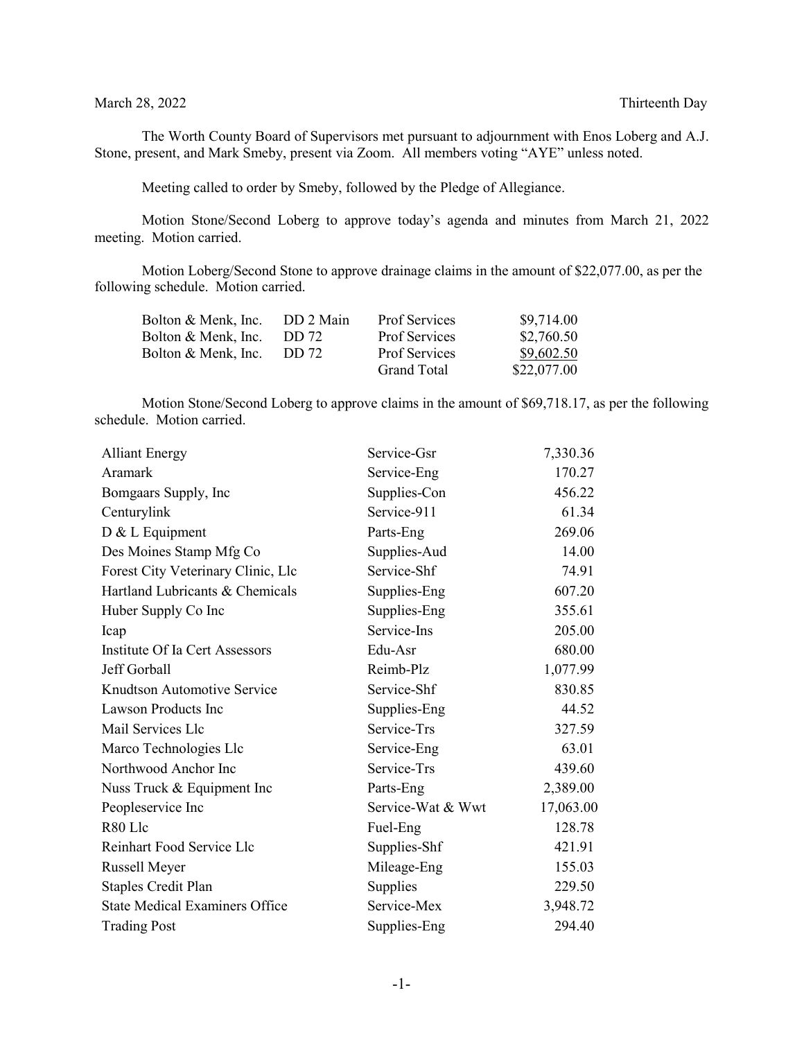March 28, 2022 Thirteenth Day

The Worth County Board of Supervisors met pursuant to adjournment with Enos Loberg and A.J. Stone, present, and Mark Smeby, present via Zoom. All members voting "AYE" unless noted.

Meeting called to order by Smeby, followed by the Pledge of Allegiance.

Motion Stone/Second Loberg to approve today's agenda and minutes from March 21, 2022 meeting. Motion carried.

Motion Loberg/Second Stone to approve drainage claims in the amount of $22,077.00, as per the following schedule. Motion carried.

| | | | |
|---|---|---|---|
| Bolton & Menk, Inc. | DD 2 Main | Prof Services | $9,714.00 |
| Bolton & Menk, Inc. | DD 72 | Prof Services | $2,760.50 |
| Bolton & Menk, Inc. | DD 72 | Prof Services | $9,602.50 |
| | | Grand Total | $22,077.00 |

Motion Stone/Second Loberg to approve claims in the amount of $69,718.17, as per the following schedule. Motion carried.

| | | |
|---|---|---|
| Alliant Energy | Service-Gsr | 7,330.36 |
| Aramark | Service-Eng | 170.27 |
| Bomgaars Supply, Inc | Supplies-Con | 456.22 |
| Centurylink | Service-911 | 61.34 |
| D & L Equipment | Parts-Eng | 269.06 |
| Des Moines Stamp Mfg Co | Supplies-Aud | 14.00 |
| Forest City Veterinary Clinic, Llc | Service-Shf | 74.91 |
| Hartland Lubricants & Chemicals | Supplies-Eng | 607.20 |
| Huber Supply Co Inc | Supplies-Eng | 355.61 |
| Icap | Service-Ins | 205.00 |
| Institute Of Ia Cert Assessors | Edu-Asr | 680.00 |
| Jeff Gorball | Reimb-Plz | 1,077.99 |
| Knudtson Automotive Service | Service-Shf | 830.85 |
| Lawson Products Inc | Supplies-Eng | 44.52 |
| Mail Services Llc | Service-Trs | 327.59 |
| Marco Technologies Llc | Service-Eng | 63.01 |
| Northwood Anchor Inc | Service-Trs | 439.60 |
| Nuss Truck & Equipment Inc | Parts-Eng | 2,389.00 |
| Peopleservice Inc | Service-Wat & Wwt | 17,063.00 |
| R80 Llc | Fuel-Eng | 128.78 |
| Reinhart Food Service Llc | Supplies-Shf | 421.91 |
| Russell Meyer | Mileage-Eng | 155.03 |
| Staples Credit Plan | Supplies | 229.50 |
| State Medical Examiners Office | Service-Mex | 3,948.72 |
| Trading Post | Supplies-Eng | 294.40 |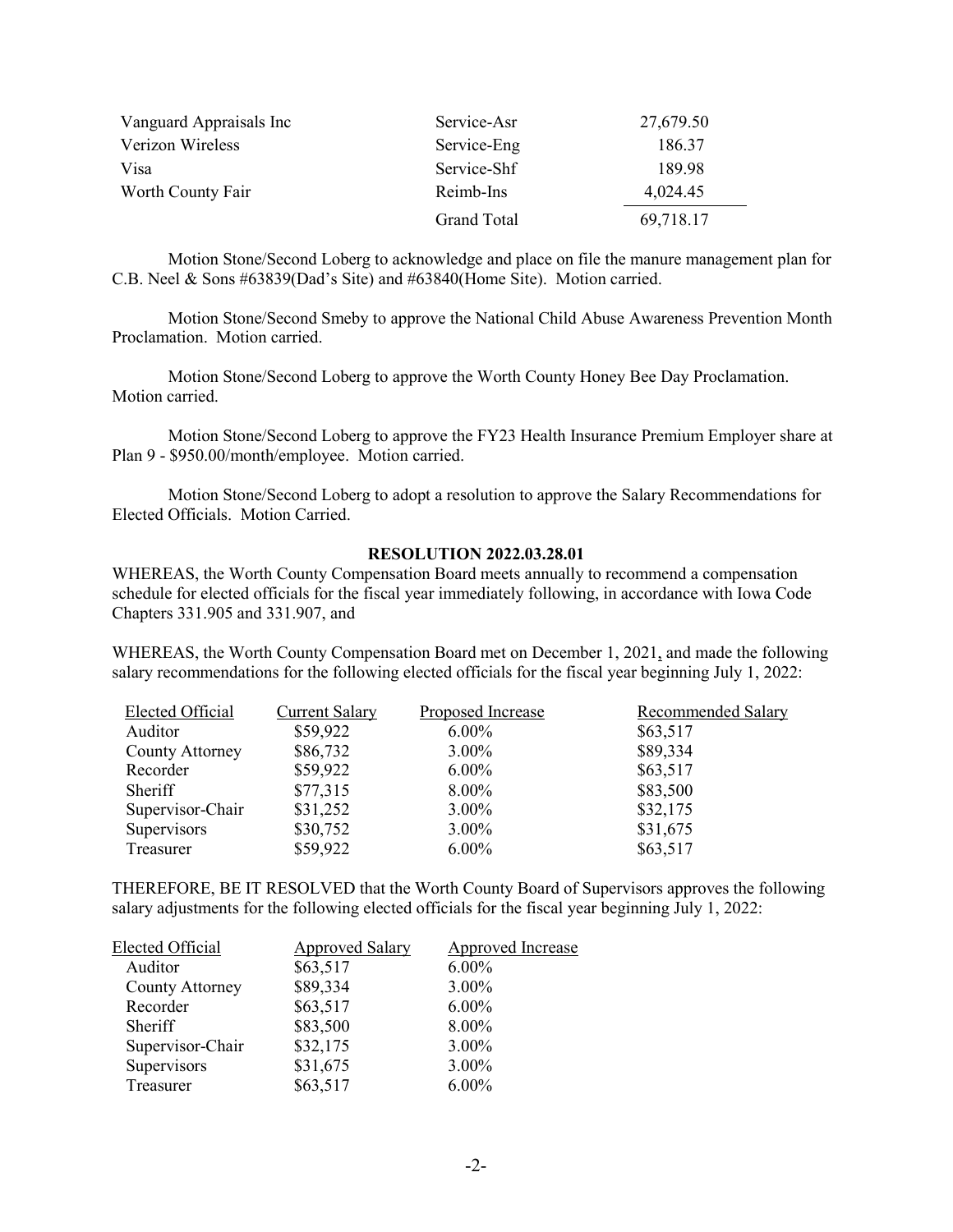| | | |
|---|---|---|
| Vanguard Appraisals Inc | Service-Asr | 27,679.50 |
| Verizon Wireless | Service-Eng | 186.37 |
| Visa | Service-Shf | 189.98 |
| Worth County Fair | Reimb-Ins | 4,024.45 |
| | Grand Total | 69,718.17 |

Motion Stone/Second Loberg to acknowledge and place on file the manure management plan for C.B. Neel & Sons #63839(Dad's Site) and #63840(Home Site). Motion carried.

Motion Stone/Second Smeby to approve the National Child Abuse Awareness Prevention Month Proclamation. Motion carried.

Motion Stone/Second Loberg to approve the Worth County Honey Bee Day Proclamation. Motion carried.

Motion Stone/Second Loberg to approve the FY23 Health Insurance Premium Employer share at Plan 9 - $950.00/month/employee. Motion carried.

Motion Stone/Second Loberg to adopt a resolution to approve the Salary Recommendations for Elected Officials. Motion Carried.

**RESOLUTION 2022.03.28.01**

WHEREAS, the Worth County Compensation Board meets annually to recommend a compensation schedule for elected officials for the fiscal year immediately following, in accordance with Iowa Code Chapters 331.905 and 331.907, and

WHEREAS, the Worth County Compensation Board met on December 1, 2021, and made the following salary recommendations for the following elected officials for the fiscal year beginning July 1, 2022:

| Elected Official | Current Salary | Proposed Increase | Recommended Salary |
|---|---|---|---|
| Auditor | $59,922 | 6.00% | $63,517 |
| County Attorney | $86,732 | 3.00% | $89,334 |
| Recorder | $59,922 | 6.00% | $63,517 |
| Sheriff | $77,315 | 8.00% | $83,500 |
| Supervisor-Chair | $31,252 | 3.00% | $32,175 |
| Supervisors | $30,752 | 3.00% | $31,675 |
| Treasurer | $59,922 | 6.00% | $63,517 |

THEREFORE, BE IT RESOLVED that the Worth County Board of Supervisors approves the following salary adjustments for the following elected officials for the fiscal year beginning July 1, 2022:

| Elected Official | Approved Salary | Approved Increase |
|---|---|---|
| Auditor | $63,517 | 6.00% |
| County Attorney | $89,334 | 3.00% |
| Recorder | $63,517 | 6.00% |
| Sheriff | $83,500 | 8.00% |
| Supervisor-Chair | $32,175 | 3.00% |
| Supervisors | $31,675 | 3.00% |
| Treasurer | $63,517 | 6.00% |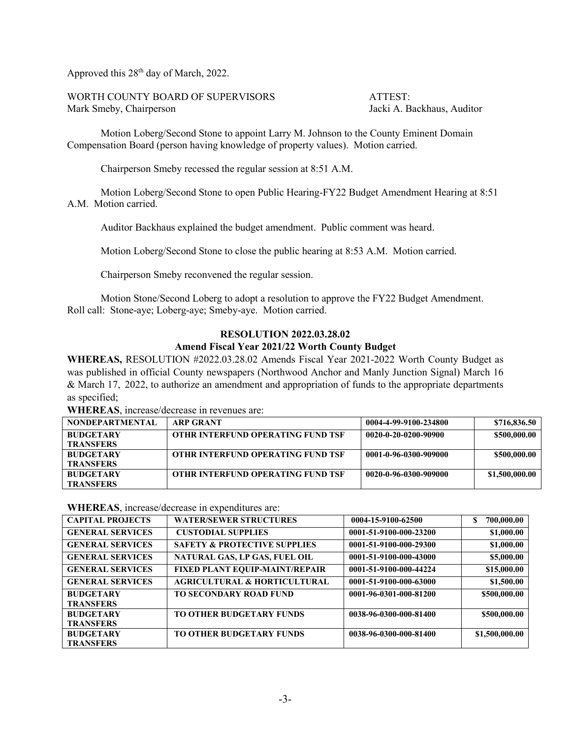Approved this 28th day of March, 2022.

WORTH COUNTY BOARD OF SUPERVISORS
Mark Smeby, Chairperson

ATTEST:
Jacki A. Backhaus, Auditor

Motion Loberg/Second Stone to appoint Larry M. Johnson to the County Eminent Domain Compensation Board (person having knowledge of property values). Motion carried.

Chairperson Smeby recessed the regular session at 8:51 A.M.

Motion Loberg/Second Stone to open Public Hearing-FY22 Budget Amendment Hearing at 8:51 A.M. Motion carried.

Auditor Backhaus explained the budget amendment. Public comment was heard.

Motion Loberg/Second Stone to close the public hearing at 8:53 A.M. Motion carried.

Chairperson Smeby reconvened the regular session.

Motion Stone/Second Loberg to adopt a resolution to approve the FY22 Budget Amendment. Roll call: Stone-aye; Loberg-aye; Smeby-aye. Motion carried.

**RESOLUTION 2022.03.28.02**

**Amend Fiscal Year 2021/22 Worth County Budget**

**WHEREAS,** RESOLUTION #2022.03.28.02 Amends Fiscal Year 2021-2022 Worth County Budget as was published in official County newspapers (Northwood Anchor and Manly Junction Signal) March 16 & March 17, 2022, to authorize an amendment and appropriation of funds to the appropriate departments as specified;

**WHEREAS**, increase/decrease in revenues are:

| NONDEPARTMENTAL | ARP GRANT | 0004-4-99-9100-234800 | \$716,836.50 |
|---|---|---|---|
| BUDGETARY TRANSFERS | OTHR INTERFUND OPERATING FUND TSF | 0020-0-20-0200-90900 | \$500,000.00 |
| BUDGETARY TRANSFERS | OTHR INTERFUND OPERATING FUND TSF | 0001-0-96-0300-909000 | \$500,000.00 |
| BUDGETARY TRANSFERS | OTHR INTERFUND OPERATING FUND TSF | 0020-0-96-0300-909000 | \$1,500,000.00 |

**WHEREAS**, increase/decrease in expenditures are:

| CAPITAL PROJECTS | WATER/SEWER STRUCTURES | 0004-15-9100-62500 | \$ 700,000.00 |
|---|---|---|---|
| GENERAL SERVICES | CUSTODIAL SUPPLIES | 0001-51-9100-000-23200 | \$1,000.00 |
| GENERAL SERVICES | SAFETY & PROTECTIVE SUPPLIES | 0001-51-9100-000-29300 | \$1,000.00 |
| GENERAL SERVICES | NATURAL GAS, LP GAS, FUEL OIL | 0001-51-9100-000-43000 | \$5,000.00 |
| GENERAL SERVICES | FIXED PLANT EQUIP-MAINT/REPAIR | 0001-51-9100-000-44224 | \$15,000.00 |
| GENERAL SERVICES | AGRICULTURAL & HORTICULTURAL | 0001-51-9100-000-63000 | \$1,500.00 |
| BUDGETARY TRANSFERS | TO SECONDARY ROAD FUND | 0001-96-0301-000-81200 | \$500,000.00 |
| BUDGETARY TRANSFERS | TO OTHER BUDGETARY FUNDS | 0038-96-0300-000-81400 | \$500,000.00 |
| BUDGETARY TRANSFERS | TO OTHER BUDGETARY FUNDS | 0038-96-0300-000-81400 | \$1,500,000.00 |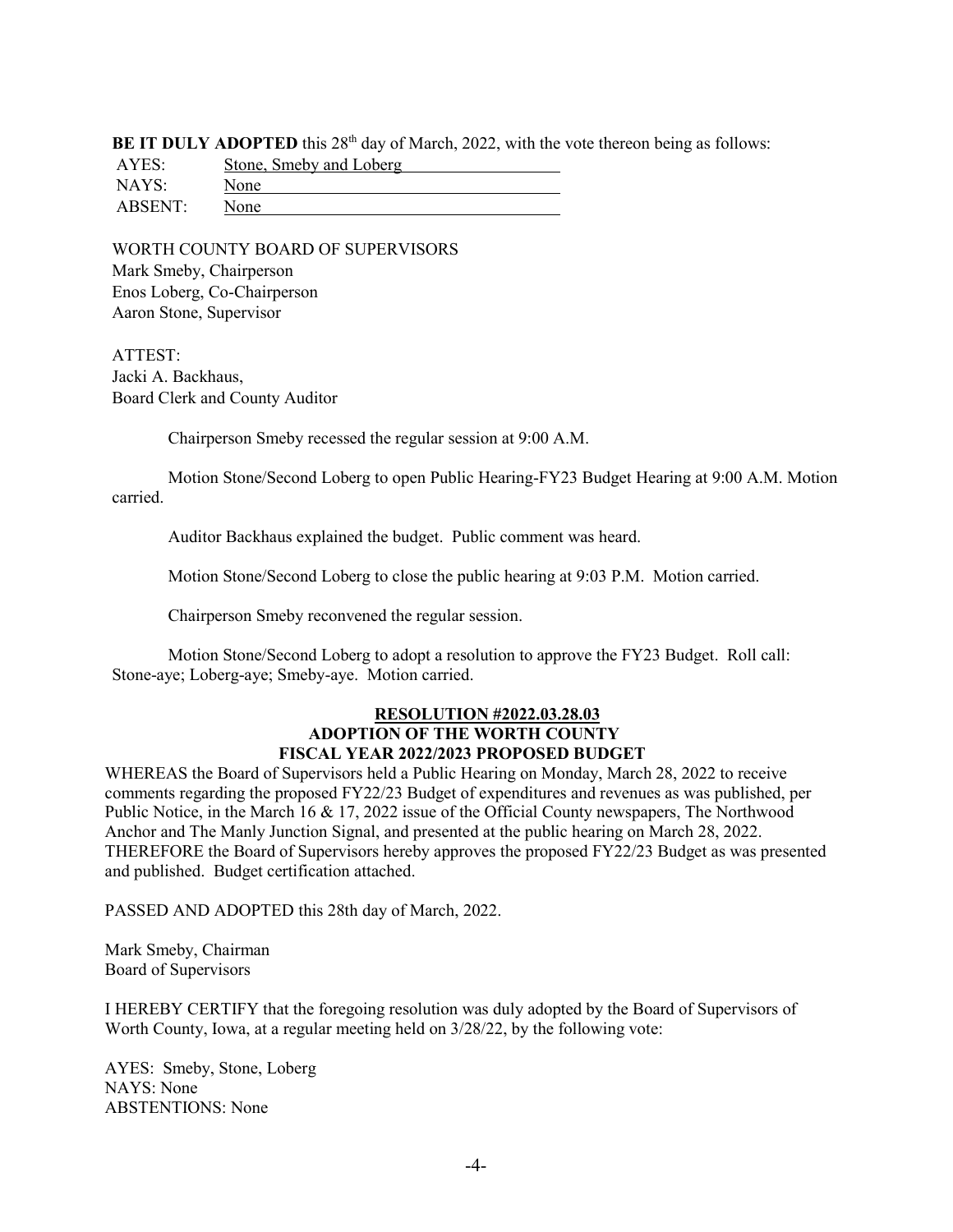**BE IT DULY ADOPTED** this 28th day of March, 2022, with the vote thereon being as follows:

| | |
|---|---|
| AYES: | Stone, Smeby and Loberg |
| NAYS: | None |
| ABSENT: | None |

WORTH COUNTY BOARD OF SUPERVISORS
Mark Smeby, Chairperson
Enos Loberg, Co-Chairperson
Aaron Stone, Supervisor

ATTEST:
Jacki A. Backhaus,
Board Clerk and County Auditor

Chairperson Smeby recessed the regular session at 9:00 A.M.

Motion Stone/Second Loberg to open Public Hearing-FY23 Budget Hearing at 9:00 A.M. Motion carried.

Auditor Backhaus explained the budget. Public comment was heard.

Motion Stone/Second Loberg to close the public hearing at 9:03 P.M. Motion carried.

Chairperson Smeby reconvened the regular session.

Motion Stone/Second Loberg to adopt a resolution to approve the FY23 Budget. Roll call: Stone-aye; Loberg-aye; Smeby-aye. Motion carried.

**RESOLUTION #2022.03.28.03**
**ADOPTION OF THE WORTH COUNTY**
**FISCAL YEAR 2022/2023 PROPOSED BUDGET**

WHEREAS the Board of Supervisors held a Public Hearing on Monday, March 28, 2022 to receive comments regarding the proposed FY22/23 Budget of expenditures and revenues as was published, per Public Notice, in the March 16 & 17, 2022 issue of the Official County newspapers, The Northwood Anchor and The Manly Junction Signal, and presented at the public hearing on March 28, 2022. THEREFORE the Board of Supervisors hereby approves the proposed FY22/23 Budget as was presented and published. Budget certification attached.

PASSED AND ADOPTED this 28th day of March, 2022.

Mark Smeby, Chairman
Board of Supervisors

I HEREBY CERTIFY that the foregoing resolution was duly adopted by the Board of Supervisors of Worth County, Iowa, at a regular meeting held on 3/28/22, by the following vote:

AYES: Smeby, Stone, Loberg
NAYS: None
ABSTENTIONS: None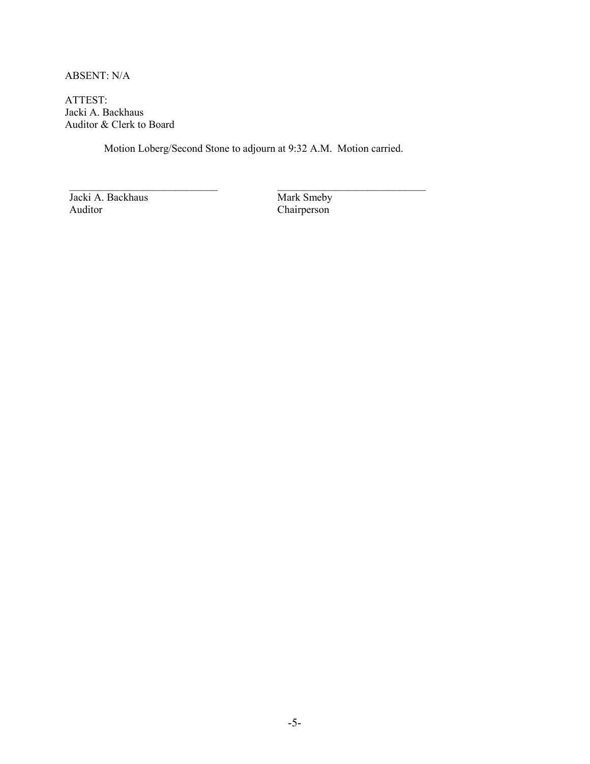ABSENT: N/A

ATTEST:
Jacki A. Backhaus
Auditor & Clerk to Board

Motion Loberg/Second Stone to adjourn at 9:32 A.M. Motion carried.

| | |
|---|---|
| \_\_\_\_\_\_\_\_\_\_\_\_\_\_\_\_\_\_\_\_\_\_\_\_\_\_\_\_\_ | \_\_\_\_\_\_\_\_\_\_\_\_\_\_\_\_\_\_\_\_\_\_\_\_\_\_\_\_\_ |
| Jacki A. Backhaus | Mark Smeby |
| Auditor | Chairperson |